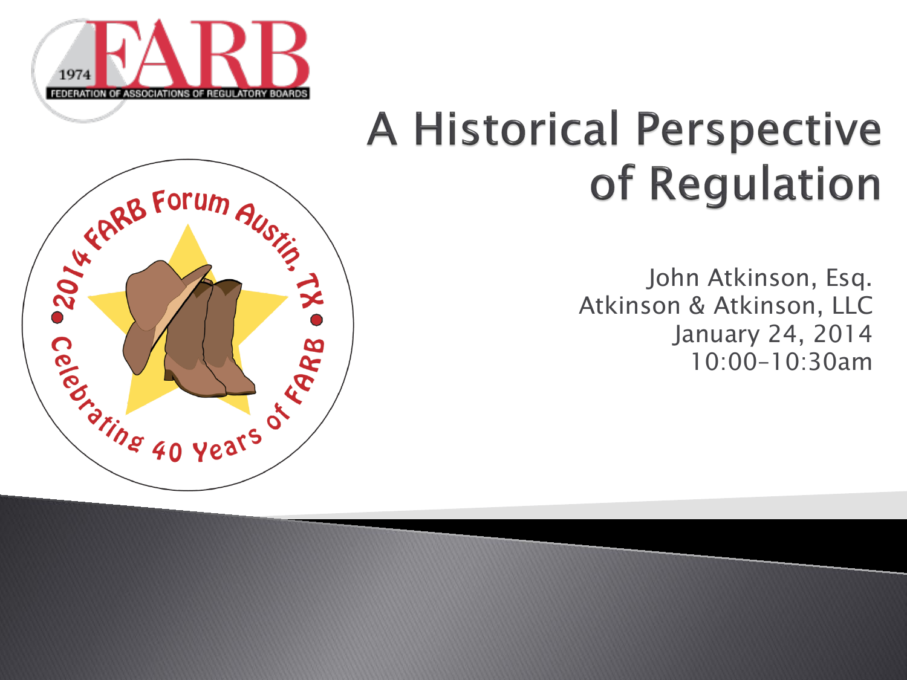# A Historical Perspective of Regulation

John Atkinson, Esq.
Atkinson & Atkinson, LLC
January 24, 2014
10:00-10:30am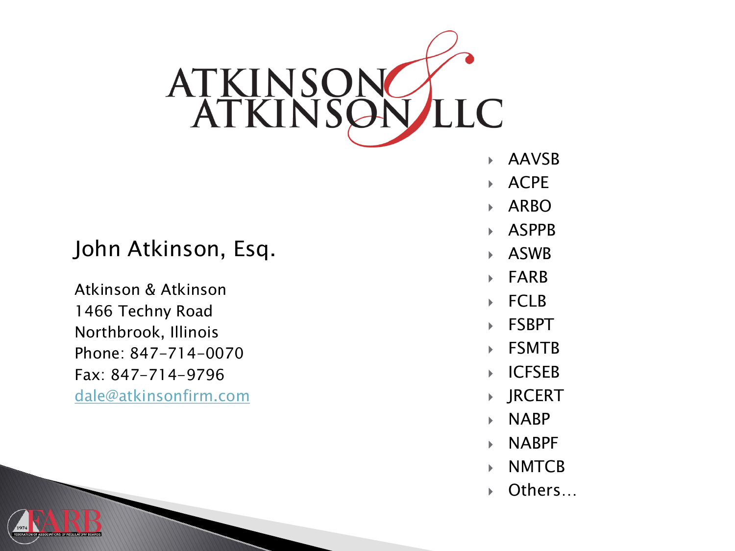ATKINSON & ATKINSON LLC

## John Atkinson, Esq.

Atkinson & Atkinson
1466 Techny Road
Northbrook, Illinois
Phone: 847-714-0070
Fax: 847-714-9796
dale@atkinsonfirm.com

- AAVSB
- ACPE
- ARBO
- ASPPB
- ASWB
- FARB
- FCLB
- FSBPT
- FSMTB
- ICFSEB
- JRCERT
- NABP
- NABPF
- NMTCB
- Others…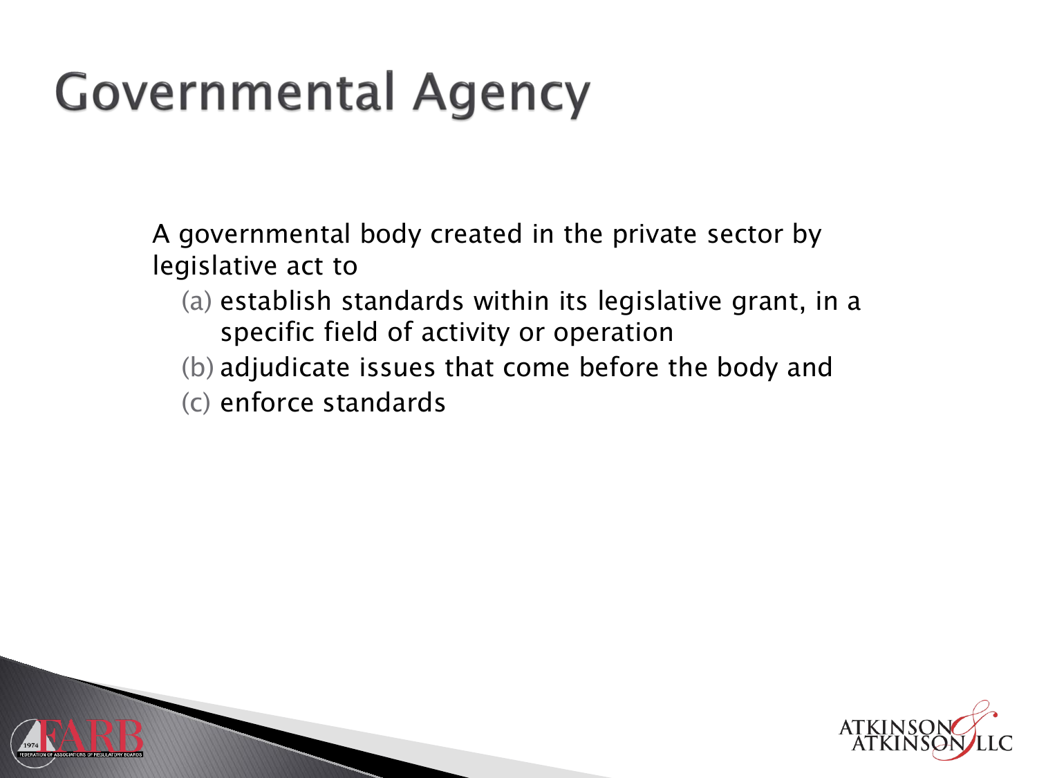# Governmental Agency

A governmental body created in the private sector by legislative act to

(a) establish standards within its legislative grant, in a specific field of activity or operation

(b) adjudicate issues that come before the body and

(c) enforce standards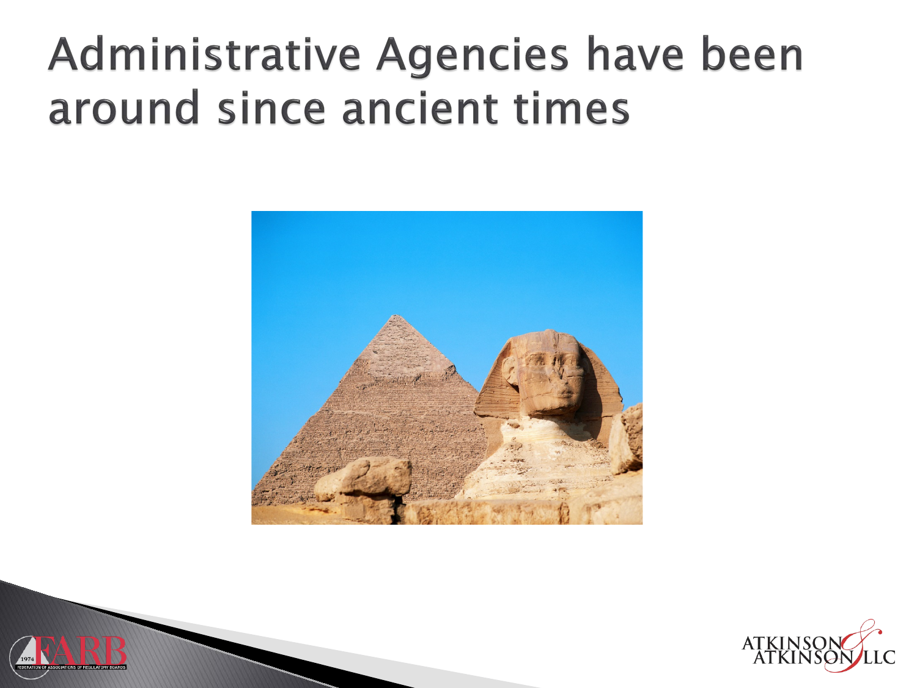# Administrative Agencies have been around since ancient times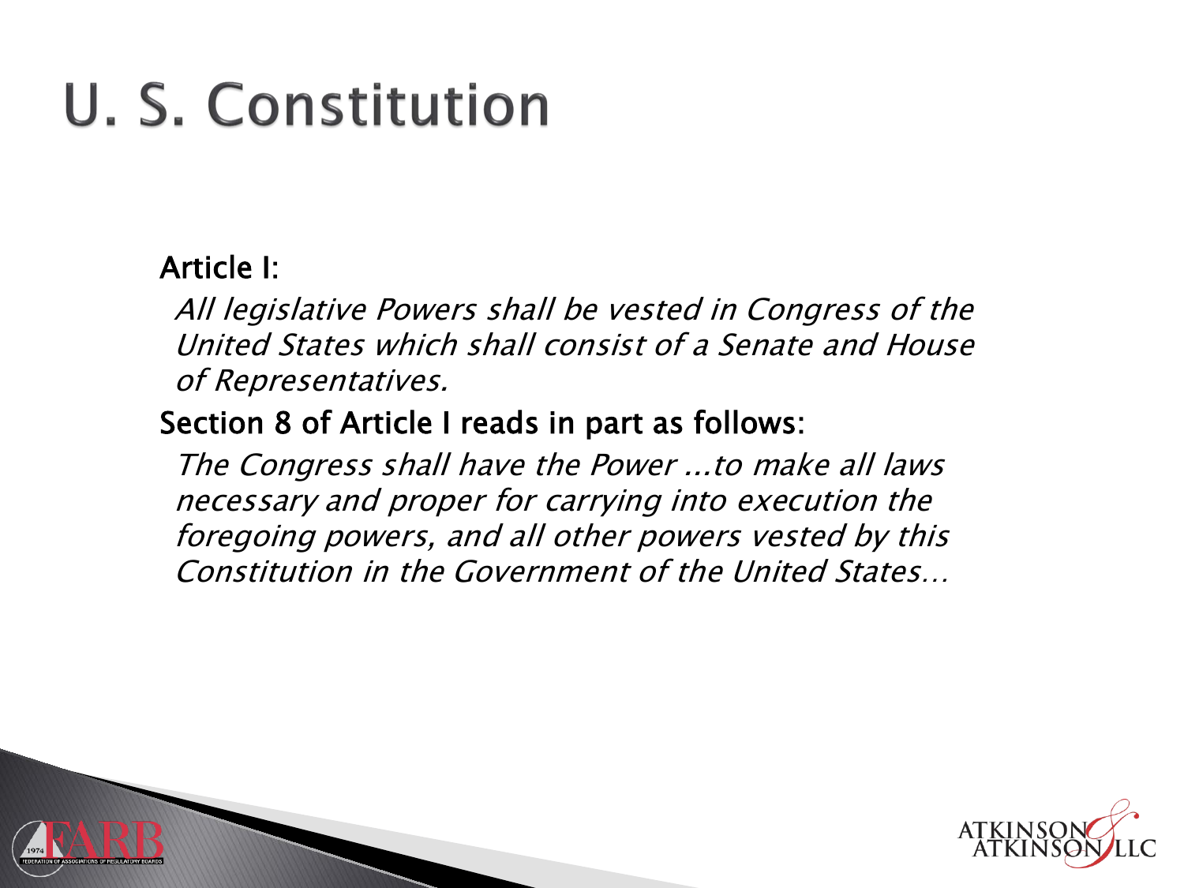# U. S. Constitution

**Article I:**

*All legislative Powers shall be vested in Congress of the United States which shall consist of a Senate and House of Representatives.*

**Section 8 of Article I reads in part as follows:**

*The Congress shall have the Power …to make all laws necessary and proper for carrying into execution the foregoing powers, and all other powers vested by this Constitution in the Government of the United States…*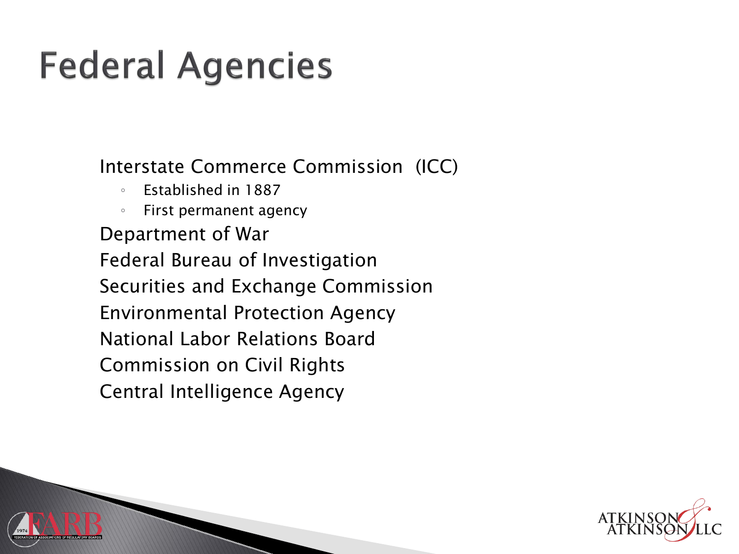# Federal Agencies

Interstate Commerce Commission (ICC)
- Established in 1887
- First permanent agency

Department of War

Federal Bureau of Investigation

Securities and Exchange Commission

Environmental Protection Agency

National Labor Relations Board

Commission on Civil Rights

Central Intelligence Agency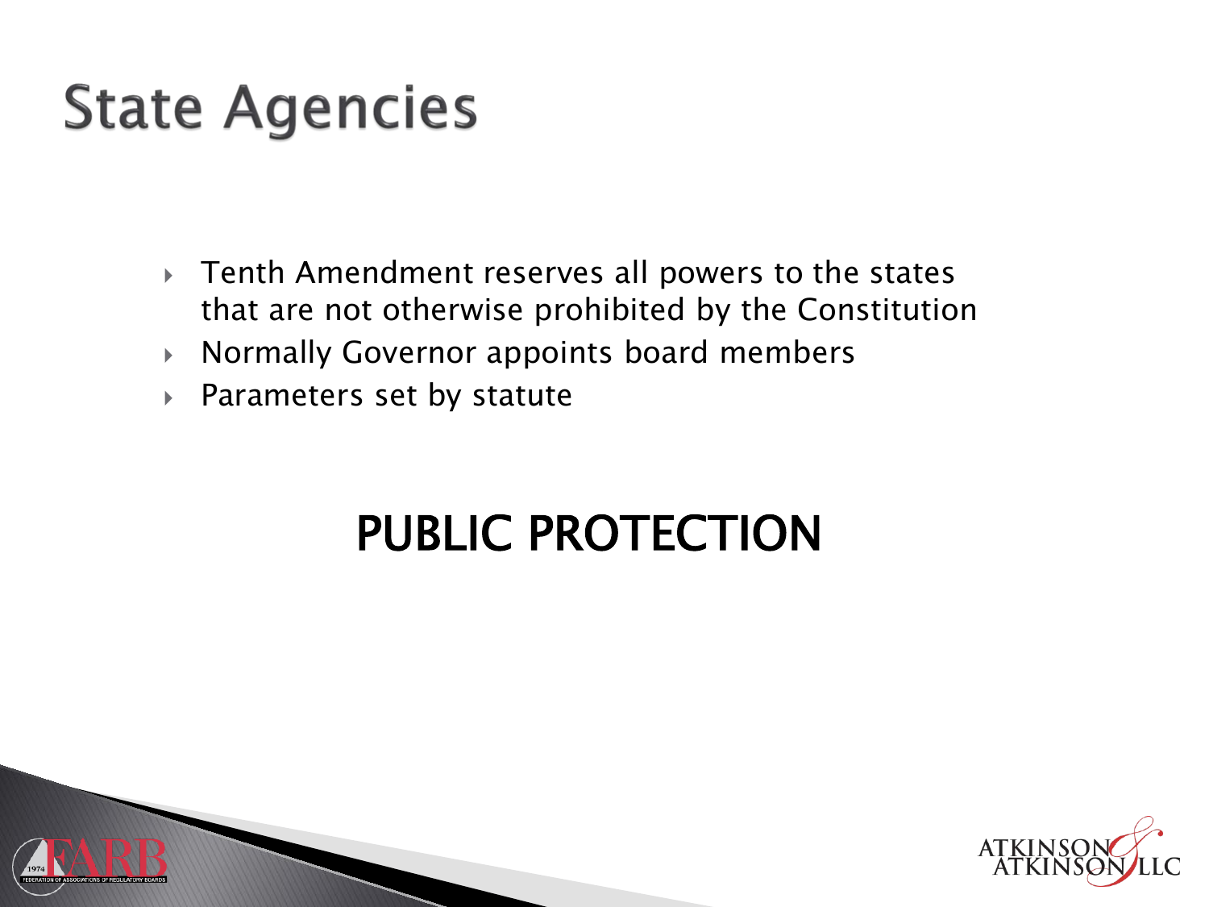# State Agencies

- Tenth Amendment reserves all powers to the states that are not otherwise prohibited by the Constitution
- Normally Governor appoints board members
- Parameters set by statute

## PUBLIC PROTECTION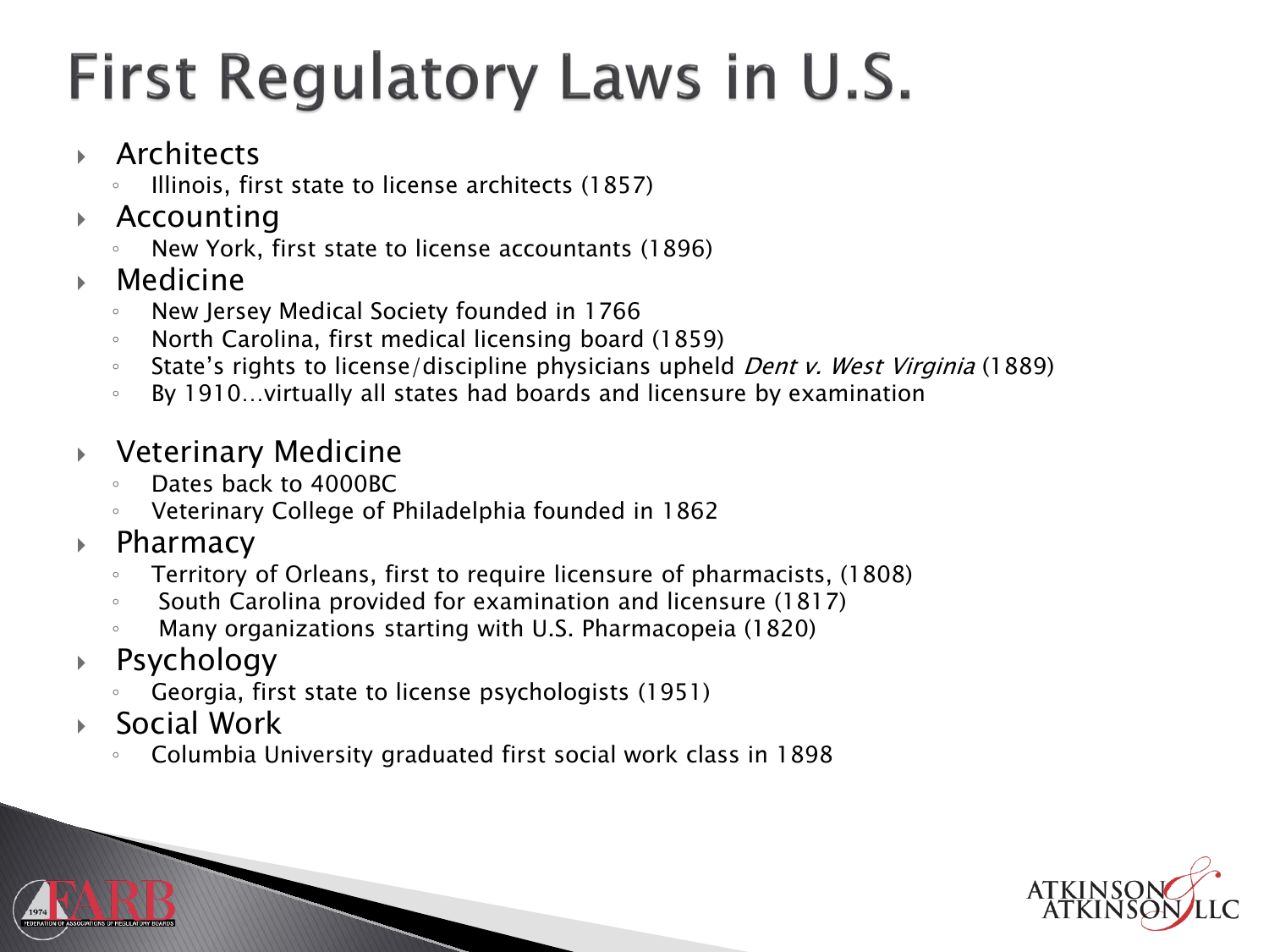# First Regulatory Laws in U.S.

- Architects
  - Illinois, first state to license architects (1857)
- Accounting
  - New York, first state to license accountants (1896)
- Medicine
  - New Jersey Medical Society founded in 1766
  - North Carolina, first medical licensing board (1859)
  - State's rights to license/discipline physicians upheld *Dent v. West Virginia* (1889)
  - By 1910…virtually all states had boards and licensure by examination
- Veterinary Medicine
  - Dates back to 4000BC
  - Veterinary College of Philadelphia founded in 1862
- Pharmacy
  - Territory of Orleans, first to require licensure of pharmacists, (1808)
  - South Carolina provided for examination and licensure (1817)
  - Many organizations starting with U.S. Pharmacopeia (1820)
- Psychology
  - Georgia, first state to license psychologists (1951)
- Social Work
  - Columbia University graduated first social work class in 1898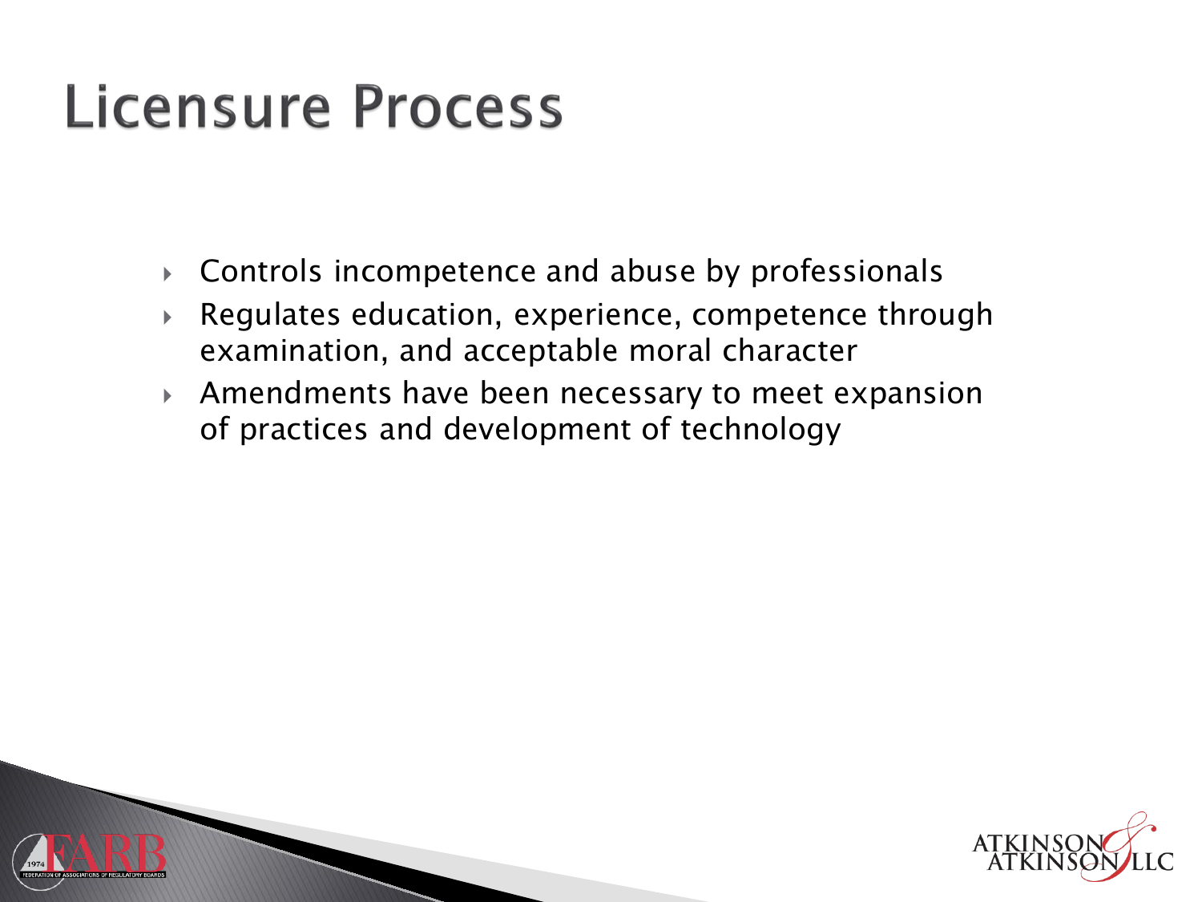# Licensure Process

- Controls incompetence and abuse by professionals
- Regulates education, experience, competence through examination, and acceptable moral character
- Amendments have been necessary to meet expansion of practices and development of technology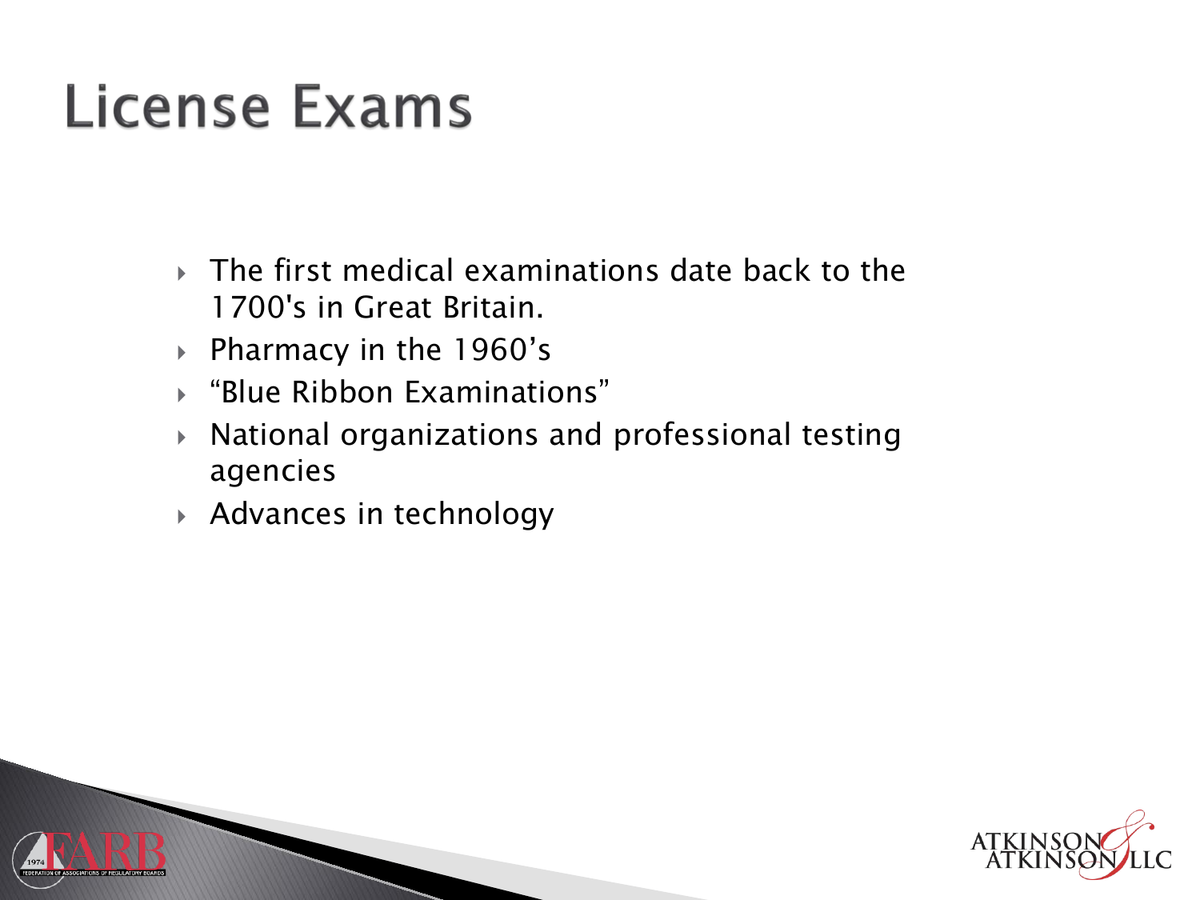# License Exams

- The first medical examinations date back to the 1700's in Great Britain.
- Pharmacy in the 1960's
- "Blue Ribbon Examinations"
- National organizations and professional testing agencies
- Advances in technology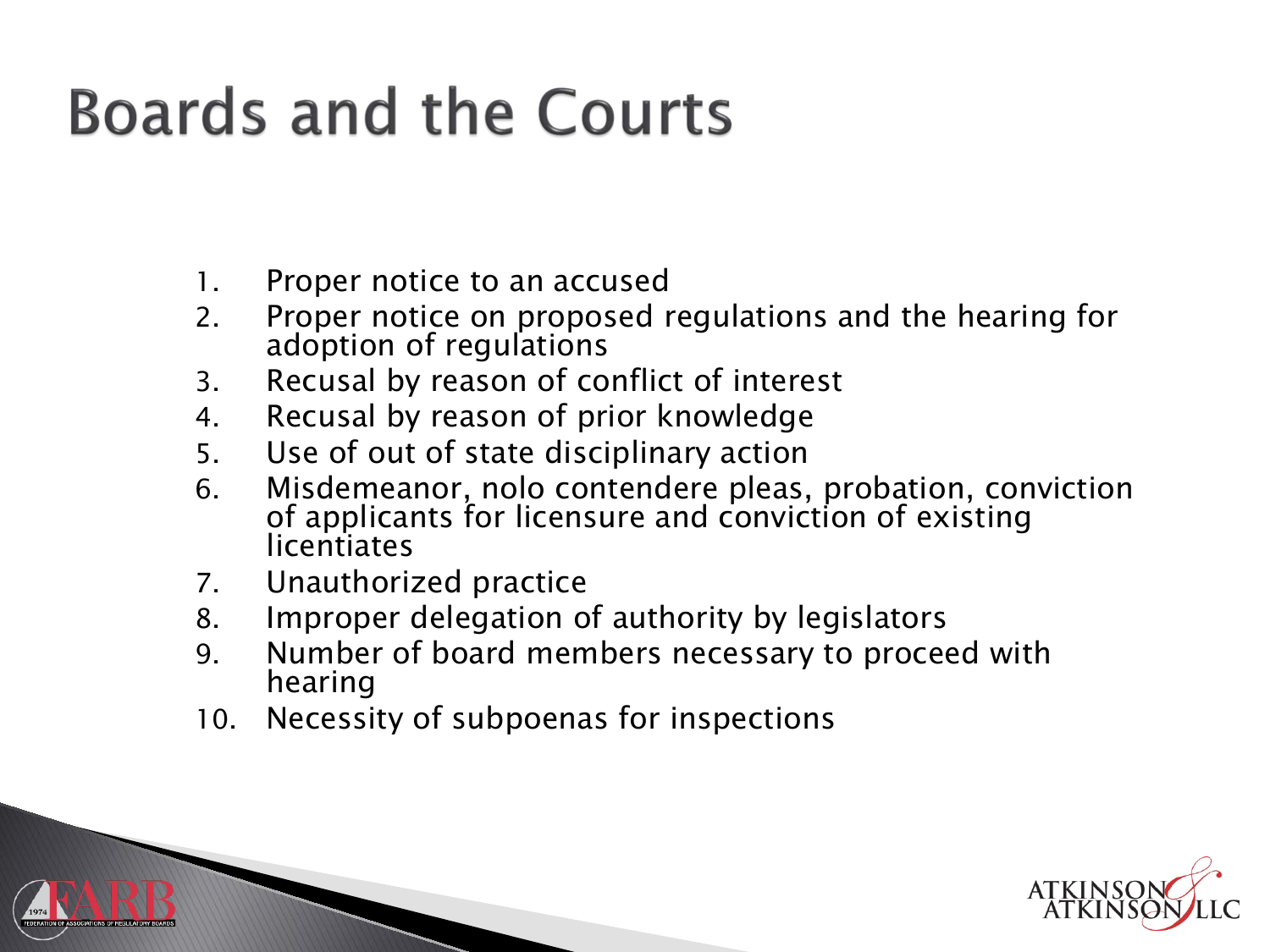# Boards and the Courts

1. Proper notice to an accused
2. Proper notice on proposed regulations and the hearing for adoption of regulations
3. Recusal by reason of conflict of interest
4. Recusal by reason of prior knowledge
5. Use of out of state disciplinary action
6. Misdemeanor, nolo contendere pleas, probation, conviction of applicants for licensure and conviction of existing licentiates
7. Unauthorized practice
8. Improper delegation of authority by legislators
9. Number of board members necessary to proceed with hearing
10. Necessity of subpoenas for inspections